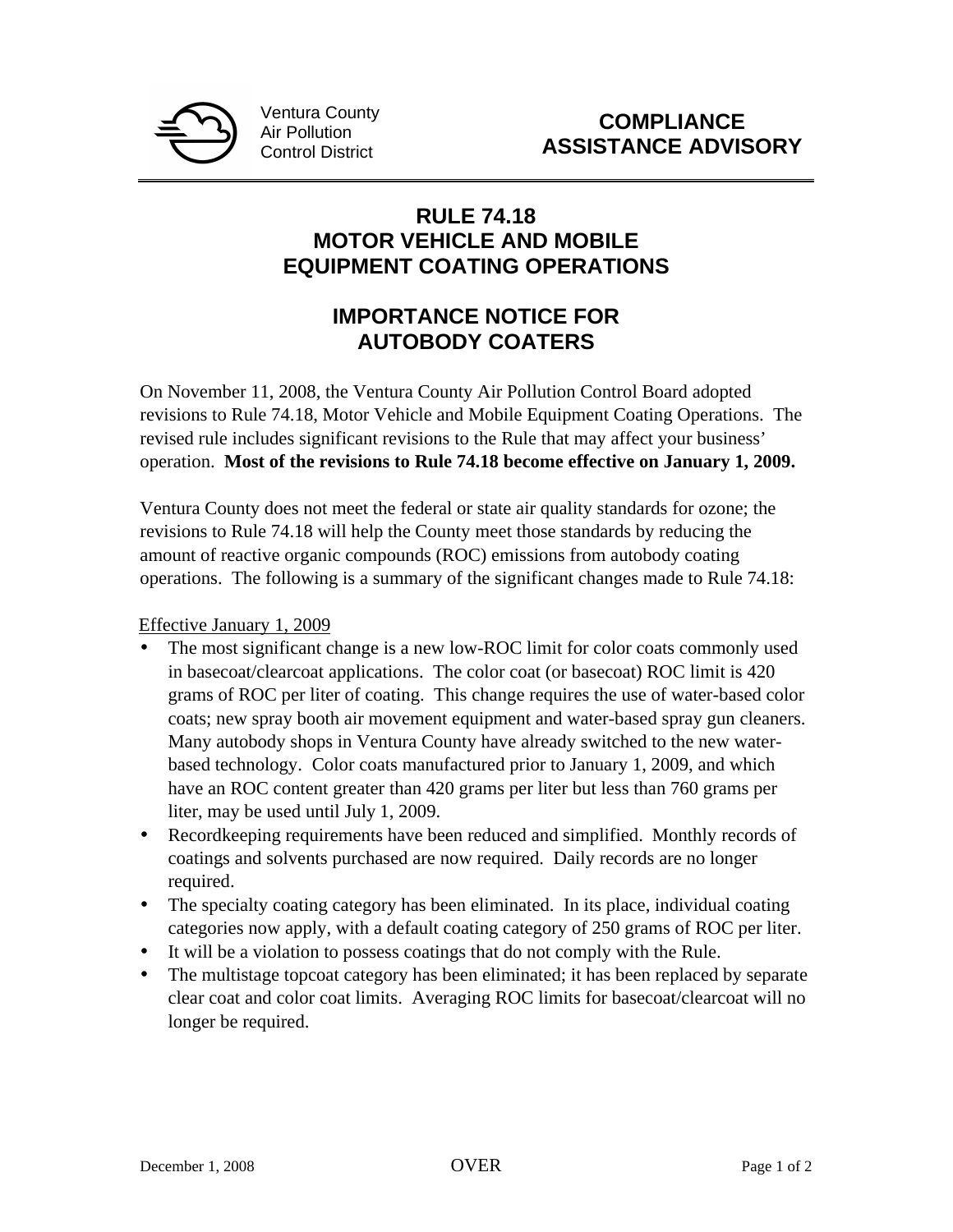Ventura County Air Pollution Control District

# COMPLIANCE ASSISTANCE ADVISORY

## RULE 74.18
## MOTOR VEHICLE AND MOBILE EQUIPMENT COATING OPERATIONS

## IMPORTANCE NOTICE FOR AUTOBODY COATERS

On November 11, 2008, the Ventura County Air Pollution Control Board adopted revisions to Rule 74.18, Motor Vehicle and Mobile Equipment Coating Operations. The revised rule includes significant revisions to the Rule that may affect your business' operation. **Most of the revisions to Rule 74.18 become effective on January 1, 2009.**

Ventura County does not meet the federal or state air quality standards for ozone; the revisions to Rule 74.18 will help the County meet those standards by reducing the amount of reactive organic compounds (ROC) emissions from autobody coating operations. The following is a summary of the significant changes made to Rule 74.18:

<u>Effective January 1, 2009</u>

- The most significant change is a new low-ROC limit for color coats commonly used in basecoat/clearcoat applications. The color coat (or basecoat) ROC limit is 420 grams of ROC per liter of coating. This change requires the use of water-based color coats; new spray booth air movement equipment and water-based spray gun cleaners. Many autobody shops in Ventura County have already switched to the new water-based technology. Color coats manufactured prior to January 1, 2009, and which have an ROC content greater than 420 grams per liter but less than 760 grams per liter, may be used until July 1, 2009.
- Recordkeeping requirements have been reduced and simplified. Monthly records of coatings and solvents purchased are now required. Daily records are no longer required.
- The specialty coating category has been eliminated. In its place, individual coating categories now apply, with a default coating category of 250 grams of ROC per liter.
- It will be a violation to possess coatings that do not comply with the Rule.
- The multistage topcoat category has been eliminated; it has been replaced by separate clear coat and color coat limits. Averaging ROC limits for basecoat/clearcoat will no longer be required.

December 1, 2008 OVER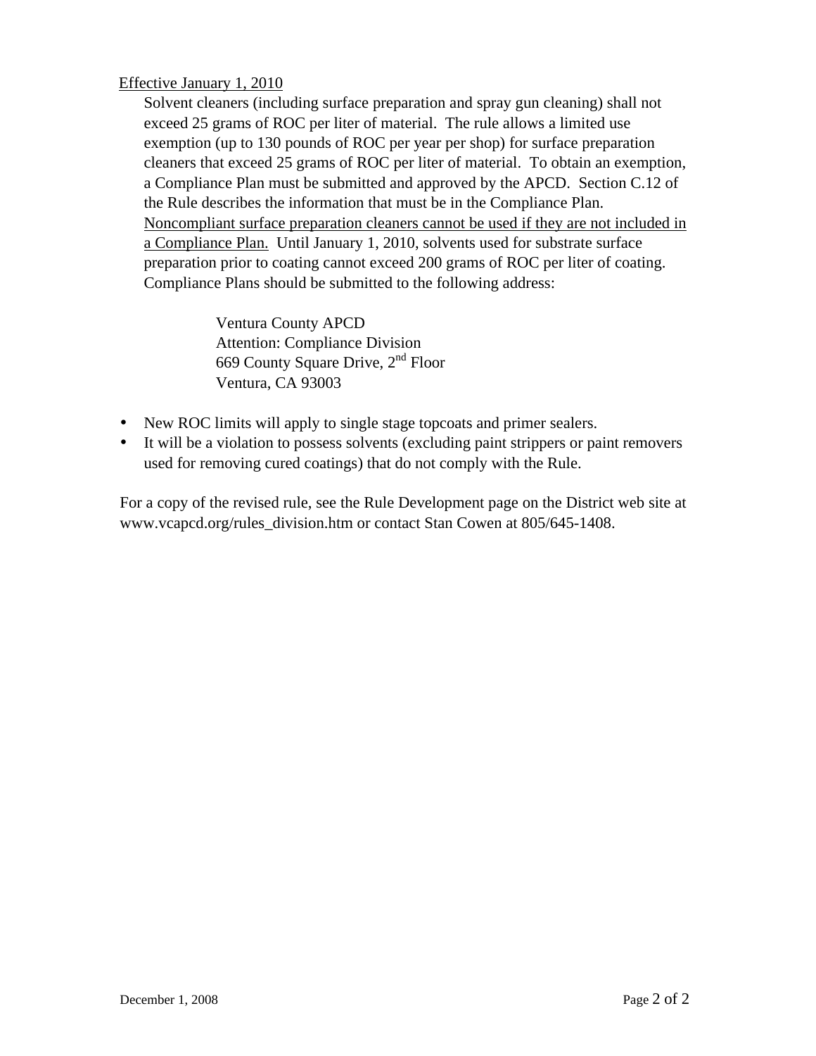Effective January 1, 2010

Solvent cleaners (including surface preparation and spray gun cleaning) shall not exceed 25 grams of ROC per liter of material. The rule allows a limited use exemption (up to 130 pounds of ROC per year per shop) for surface preparation cleaners that exceed 25 grams of ROC per liter of material. To obtain an exemption, a Compliance Plan must be submitted and approved by the APCD. Section C.12 of the Rule describes the information that must be in the Compliance Plan. Noncompliant surface preparation cleaners cannot be used if they are not included in a Compliance Plan. Until January 1, 2010, solvents used for substrate surface preparation prior to coating cannot exceed 200 grams of ROC per liter of coating. Compliance Plans should be submitted to the following address:

> Ventura County APCD
> Attention: Compliance Division
> 669 County Square Drive, 2nd Floor
> Ventura, CA 93003

- New ROC limits will apply to single stage topcoats and primer sealers.
- It will be a violation to possess solvents (excluding paint strippers or paint removers used for removing cured coatings) that do not comply with the Rule.

For a copy of the revised rule, see the Rule Development page on the District web site at www.vcapcd.org/rules_division.htm or contact Stan Cowen at 805/645-1408.

December 1, 2008